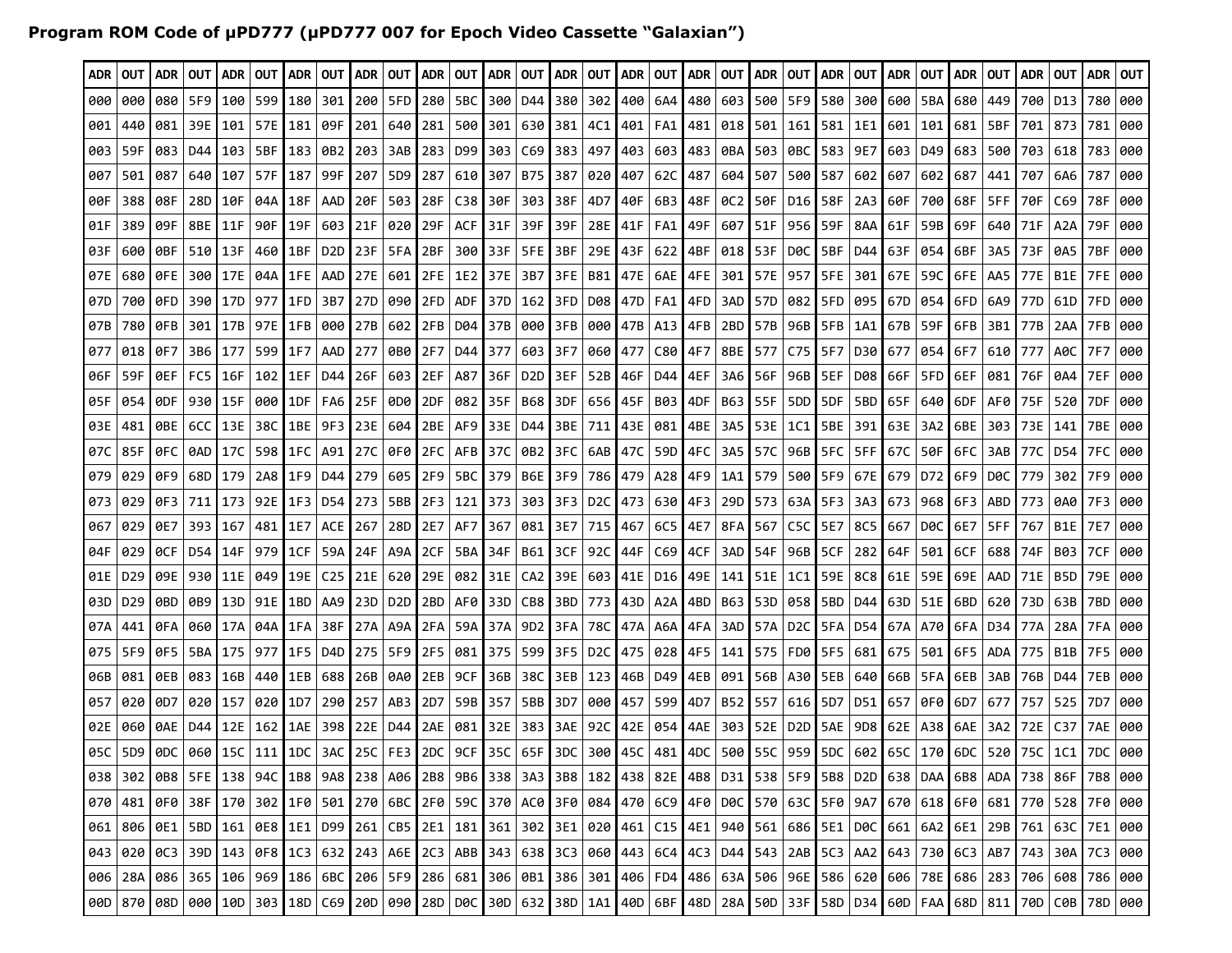**Program ROM Code of µPD777 (µPD777 007 for Epoch Video Cassette "Galaxian")**

| ADR | OUT | ADR | OUT | ADR | OUT | ADR | OUT | ADR | OUT | ADR | OUT | ADR | OUT | ADR | OUT | ADR | OUT | ADR | OUT | ADR | OUT | ADR | OUT | ADR | OUT | ADR | OUT | ADR | OUT | ADR | OUT |
|---|---|---|---|---|---|---|---|---|---|---|---|---|---|---|---|---|---|---|---|---|---|---|---|---|---|---|---|---|---|---|---|
| 000 | 000 | 080 | 5F9 | 100 | 599 | 180 | 301 | 200 | 5FD | 280 | 5BC | 300 | D44 | 380 | 302 | 400 | 6A4 | 480 | 603 | 500 | 5F9 | 580 | 300 | 600 | 5BA | 680 | 449 | 700 | D13 | 780 | 000 |
| 001 | 440 | 081 | 39E | 101 | 57E | 181 | 09F | 201 | 640 | 281 | 500 | 301 | 630 | 381 | 4C1 | 401 | FA1 | 481 | 018 | 501 | 161 | 581 | 1E1 | 601 | 101 | 681 | 5BF | 701 | 873 | 781 | 000 |
| 003 | 59F | 083 | D44 | 103 | 5BF | 183 | 0B2 | 203 | 3AB | 283 | D99 | 303 | C69 | 383 | 497 | 403 | 603 | 483 | 0BA | 503 | 0BC | 583 | 9E7 | 603 | D49 | 683 | 500 | 703 | 618 | 783 | 000 |
| 007 | 501 | 087 | 640 | 107 | 57F | 187 | 99F | 207 | 5D9 | 287 | 610 | 307 | B75 | 387 | 020 | 407 | 62C | 487 | 604 | 507 | 500 | 587 | 602 | 607 | 602 | 687 | 441 | 707 | 6A6 | 787 | 000 |
| 00F | 388 | 08F | 28D | 10F | 04A | 18F | AAD | 20F | 503 | 28F | C38 | 30F | 303 | 38F | 4D7 | 40F | 6B3 | 48F | 0C2 | 50F | D16 | 58F | 2A3 | 60F | 700 | 68F | 5FF | 70F | C69 | 78F | 000 |
| 01F | 389 | 09F | 8BE | 11F | 90F | 19F | 603 | 21F | 020 | 29F | ACF | 31F | 39F | 39F | 28E | 41F | FA1 | 49F | 607 | 51F | 956 | 59F | 8AA | 61F | 59B | 69F | 640 | 71F | A2A | 79F | 000 |
| 03F | 600 | 0BF | 510 | 13F | 460 | 1BF | D2D | 23F | 5FA | 2BF | 300 | 33F | 5FE | 3BF | 29E | 43F | 622 | 4BF | 018 | 53F | D0C | 5BF | D44 | 63F | 054 | 6BF | 3A5 | 73F | 0A5 | 7BF | 000 |
| 07E | 680 | 0FE | 300 | 17E | 04A | 1FE | AAD | 27E | 601 | 2FE | 1E2 | 37E | 3B7 | 3FE | B81 | 47E | 6AE | 4FE | 301 | 57E | 957 | 5FE | 301 | 67E | 59C | 6FE | AA5 | 77E | B1E | 7FE | 000 |
| 07D | 700 | 0FD | 390 | 17D | 977 | 1FD | 3B7 | 27D | 090 | 2FD | ADF | 37D | 162 | 3FD | D08 | 47D | FA1 | 4FD | 3AD | 57D | 082 | 5FD | 095 | 67D | 054 | 6FD | 6A9 | 77D | 61D | 7FD | 000 |
| 07B | 780 | 0FB | 301 | 17B | 97E | 1FB | 000 | 27B | 602 | 2FB | D04 | 37B | 000 | 3FB | 000 | 47B | A13 | 4FB | 2BD | 57B | 96B | 5FB | 1A1 | 67B | 59F | 6FB | 3B1 | 77B | 2AA | 7FB | 000 |
| 077 | 018 | 0F7 | 3B6 | 177 | 599 | 1F7 | AAD | 277 | 0B0 | 2F7 | D44 | 377 | 603 | 3F7 | 060 | 477 | C80 | 4F7 | 8BE | 577 | C75 | 5F7 | D30 | 677 | 054 | 6F7 | 610 | 777 | A0C | 7F7 | 000 |
| 06F | 59F | 0EF | FC5 | 16F | 102 | 1EF | D44 | 26F | 603 | 2EF | A87 | 36F | D2D | 3EF | 52B | 46F | D44 | 4EF | 3A6 | 56F | 96B | 5EF | D08 | 66F | 5FD | 6EF | 081 | 76F | 0A4 | 7EF | 000 |
| 05F | 054 | 0DF | 930 | 15F | 000 | 1DF | FA6 | 25F | 0D0 | 2DF | 082 | 35F | B68 | 3DF | 656 | 45F | B03 | 4DF | B63 | 55F | 5DD | 5DF | 5BD | 65F | 640 | 6DF | AF0 | 75F | 520 | 7DF | 000 |
| 03E | 481 | 0BE | 6CC | 13E | 38C | 1BE | 9F3 | 23E | 604 | 2BE | AF9 | 33E | D44 | 3BE | 711 | 43E | 081 | 4BE | 3A5 | 53E | 1C1 | 5BE | 391 | 63E | 3A2 | 6BE | 303 | 73E | 141 | 7BE | 000 |
| 07C | 85F | 0FC | 0AD | 17C | 598 | 1FC | A91 | 27C | 0F0 | 2FC | AFB | 37C | 0B2 | 3FC | 6AB | 47C | 59D | 4FC | 3A5 | 57C | 96B | 5FC | 5FF | 67C | 50F | 6FC | 3AB | 77C | D54 | 7FC | 000 |
| 079 | 029 | 0F9 | 68D | 179 | 2A8 | 1F9 | D44 | 279 | 605 | 2F9 | 5BC | 379 | B6E | 3F9 | 786 | 479 | A28 | 4F9 | 1A1 | 579 | 500 | 5F9 | 67E | 679 | D72 | 6F9 | D0C | 779 | 302 | 7F9 | 000 |
| 073 | 029 | 0F3 | 711 | 173 | 92E | 1F3 | D54 | 273 | 5BB | 2F3 | 121 | 373 | 303 | 3F3 | D2C | 473 | 630 | 4F3 | 29D | 573 | 63A | 5F3 | 3A3 | 673 | 968 | 6F3 | ABD | 773 | 0A0 | 7F3 | 000 |
| 067 | 029 | 0E7 | 393 | 167 | 481 | 1E7 | ACE | 267 | 28D | 2E7 | AF7 | 367 | 081 | 3E7 | 715 | 467 | 6C5 | 4E7 | 8FA | 567 | C5C | 5E7 | 8C5 | 667 | D0C | 6E7 | 5FF | 767 | B1E | 7E7 | 000 |
| 04F | 029 | 0CF | D54 | 14F | 979 | 1CF | 59A | 24F | A9A | 2CF | 5BA | 34F | B61 | 3CF | 92C | 44F | C69 | 4CF | 3AD | 54F | 96B | 5CF | 282 | 64F | 501 | 6CF | 688 | 74F | B03 | 7CF | 000 |
| 01E | D29 | 09E | 930 | 11E | 049 | 19E | C25 | 21E | 620 | 29E | 082 | 31E | CA2 | 39E | 603 | 41E | D16 | 49E | 141 | 51E | 1C1 | 59E | 8C8 | 61E | 59E | 69E | AAD | 71E | B5D | 79E | 000 |
| 03D | D29 | 0BD | 0B9 | 13D | 91E | 1BD | AA9 | 23D | D2D | 2BD | AF0 | 33D | CB8 | 3BD | 773 | 43D | A2A | 4BD | B63 | 53D | 058 | 5BD | D44 | 63D | 51E | 6BD | 620 | 73D | 63B | 7BD | 000 |
| 07A | 441 | 0FA | 060 | 17A | 04A | 1FA | 38F | 27A | A9A | 2FA | 59A | 37A | 9D2 | 3FA | 78C | 47A | A6A | 4FA | 3AD | 57A | D2C | 5FA | D54 | 67A | A70 | 6FA | D34 | 77A | 28A | 7FA | 000 |
| 075 | 5F9 | 0F5 | 5BA | 175 | 977 | 1F5 | D4D | 275 | 5F9 | 2F5 | 081 | 375 | 599 | 3F5 | D2C | 475 | 028 | 4F5 | 141 | 575 | FD0 | 5F5 | 681 | 675 | 501 | 6F5 | ADA | 775 | B1B | 7F5 | 000 |
| 06B | 081 | 0EB | 083 | 16B | 440 | 1EB | 688 | 26B | 0A0 | 2EB | 9CF | 36B | 38C | 3EB | 123 | 46B | D49 | 4EB | 091 | 56B | A30 | 5EB | 640 | 66B | 5FA | 6EB | 3AB | 76B | D44 | 7EB | 000 |
| 057 | 020 | 0D7 | 020 | 157 | 020 | 1D7 | 290 | 257 | AB3 | 2D7 | 59B | 357 | 5BB | 3D7 | 000 | 457 | 599 | 4D7 | B52 | 557 | 616 | 5D7 | D51 | 657 | 0F0 | 6D7 | 677 | 757 | 525 | 7D7 | 000 |
| 02E | 060 | 0AE | D44 | 12E | 162 | 1AE | 398 | 22E | D44 | 2AE | 081 | 32E | 383 | 3AE | 92C | 42E | 054 | 4AE | 303 | 52E | D2D | 5AE | 9D8 | 62E | A38 | 6AE | 3A2 | 72E | C37 | 7AE | 000 |
| 05C | 5D9 | 0DC | 060 | 15C | 111 | 1DC | 3AC | 25C | FE3 | 2DC | 9CF | 35C | 65F | 3DC | 300 | 45C | 481 | 4DC | 500 | 55C | 959 | 5DC | 602 | 65C | 170 | 6DC | 520 | 75C | 1C1 | 7DC | 000 |
| 038 | 302 | 0B8 | 5FE | 138 | 94C | 1B8 | 9A8 | 238 | A06 | 2B8 | 9B6 | 338 | 3A3 | 3B8 | 182 | 438 | 82E | 4B8 | D31 | 538 | 5F9 | 5B8 | D2D | 638 | DAA | 6B8 | ADA | 738 | 86F | 7B8 | 000 |
| 070 | 481 | 0F0 | 38F | 170 | 302 | 1F0 | 501 | 270 | 6BC | 2F0 | 59C | 370 | AC0 | 3F0 | 084 | 470 | 6C9 | 4F0 | D0C | 570 | 63C | 5F0 | 9A7 | 670 | 618 | 6F0 | 681 | 770 | 528 | 7F0 | 000 |
| 061 | 806 | 0E1 | 5BD | 161 | 0E8 | 1E1 | D99 | 261 | CB5 | 2E1 | 181 | 361 | 302 | 3E1 | 020 | 461 | C15 | 4E1 | 940 | 561 | 686 | 5E1 | D0C | 661 | 6A2 | 6E1 | 29B | 761 | 63C | 7E1 | 000 |
| 043 | 020 | 0C3 | 39D | 143 | 0F8 | 1C3 | 632 | 243 | A6E | 2C3 | ABB | 343 | 638 | 3C3 | 060 | 443 | 6C4 | 4C3 | D44 | 543 | 2AB | 5C3 | AA2 | 643 | 730 | 6C3 | AB7 | 743 | 30A | 7C3 | 000 |
| 006 | 28A | 086 | 365 | 106 | 969 | 186 | 6BC | 206 | 5F9 | 286 | 681 | 306 | 0B1 | 386 | 301 | 406 | FD4 | 486 | 63A | 506 | 96E | 586 | 620 | 606 | 78E | 686 | 283 | 706 | 608 | 786 | 000 |
| 00D | 870 | 08D | 000 | 10D | 303 | 18D | C69 | 20D | 090 | 28D | D0C | 30D | 632 | 38D | 1A1 | 40D | 6BF | 48D | 28A | 50D | 33F | 58D | D34 | 60D | FAA | 68D | 811 | 70D | C0B | 78D | 000 |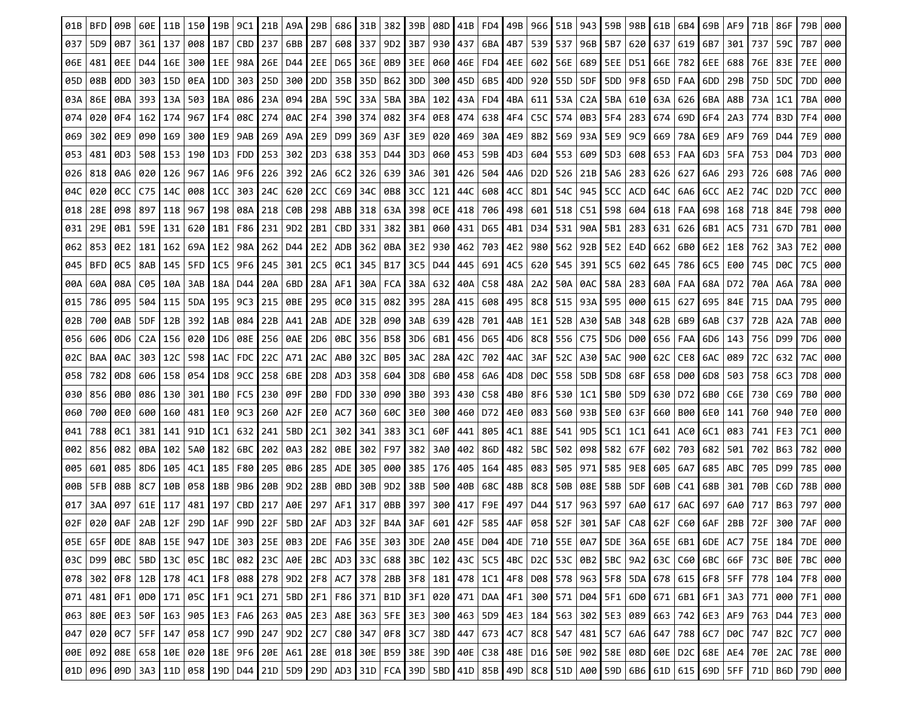| 01B | BFD | 09B | 60E | 11B | 150 | 19B | 9C1 | 21B | A9A | 29B | 686 | 31B | 382 | 39B | 08D | 41B | FD4 | 49B | 966 | 51B | 943 | 59B | 98B | 61B | 6B4 | 69B | AF9 | 71B | 86F | 79B | 000 |
|---|---|---|---|---|---|---|---|---|---|---|---|---|---|---|---|---|---|---|---|---|---|---|---|---|---|---|---|---|---|---|---|
| 037 | 5D9 | 0B7 | 361 | 137 | 008 | 1B7 | CBD | 237 | 6BB | 2B7 | 608 | 337 | 9D2 | 3B7 | 930 | 437 | 6BA | 4B7 | 539 | 537 | 96B | 5B7 | 620 | 637 | 619 | 6B7 | 301 | 737 | 59C | 7B7 | 000 |
| 06E | 481 | 0EE | D44 | 16E | 300 | 1EE | 98A | 26E | D44 | 2EE | D65 | 36E | 0B9 | 3EE | 060 | 46E | FD4 | 4EE | 602 | 56E | 689 | 5EE | D51 | 66E | 782 | 6EE | 688 | 76E | 83E | 7EE | 000 |
| 05D | 08B | 0DD | 303 | 15D | 0EA | 1DD | 303 | 25D | 300 | 2DD | 35B | 35D | B62 | 3DD | 300 | 45D | 6B5 | 4DD | 920 | 55D | 5DF | 5DD | 9F8 | 65D | FAA | 6DD | 29B | 75D | 5DC | 7DD | 000 |
| 03A | 86E | 0BA | 393 | 13A | 503 | 1BA | 086 | 23A | 094 | 2BA | 59C | 33A | 5BA | 3BA | 102 | 43A | FD4 | 4BA | 611 | 53A | C2A | 5BA | 610 | 63A | 626 | 6BA | A8B | 73A | 1C1 | 7BA | 000 |
| 074 | 020 | 0F4 | 162 | 174 | 967 | 1F4 | 08C | 274 | 0AC | 2F4 | 390 | 374 | 082 | 3F4 | 0E8 | 474 | 638 | 4F4 | C5C | 574 | 0B3 | 5F4 | 283 | 674 | 69D | 6F4 | 2A3 | 774 | B3D | 7F4 | 000 |
| 069 | 302 | 0E9 | 090 | 169 | 300 | 1E9 | 9AB | 269 | A9A | 2E9 | D99 | 369 | A3F | 3E9 | 020 | 469 | 30A | 4E9 | 8B2 | 569 | 93A | 5E9 | 9C9 | 669 | 78A | 6E9 | AF9 | 769 | D44 | 7E9 | 000 |
| 053 | 481 | 0D3 | 508 | 153 | 190 | 1D3 | FDD | 253 | 302 | 2D3 | 638 | 353 | D44 | 3D3 | 060 | 453 | 59B | 4D3 | 604 | 553 | 609 | 5D3 | 608 | 653 | FAA | 6D3 | 5FA | 753 | D04 | 7D3 | 000 |
| 026 | 818 | 0A6 | 020 | 126 | 967 | 1A6 | 9F6 | 226 | 392 | 2A6 | 6C2 | 326 | 639 | 3A6 | 301 | 426 | 504 | 4A6 | D2D | 526 | 21B | 5A6 | 283 | 626 | 627 | 6A6 | 293 | 726 | 608 | 7A6 | 000 |
| 04C | 020 | 0CC | C75 | 14C | 008 | 1CC | 303 | 24C | 620 | 2CC | C69 | 34C | 0B8 | 3CC | 121 | 44C | 608 | 4CC | 8D1 | 54C | 945 | 5CC | ACD | 64C | 6A6 | 6CC | AE2 | 74C | D2D | 7CC | 000 |
| 018 | 28E | 098 | 897 | 118 | 967 | 198 | 08A | 218 | C0B | 298 | ABB | 318 | 63A | 398 | 0CE | 418 | 706 | 498 | 601 | 518 | C51 | 598 | 604 | 618 | FAA | 698 | 168 | 718 | 84E | 798 | 000 |
| 031 | 29E | 0B1 | 59E | 131 | 620 | 1B1 | F86 | 231 | 9D2 | 2B1 | CBD | 331 | 382 | 3B1 | 060 | 431 | D65 | 4B1 | D34 | 531 | 90A | 5B1 | 283 | 631 | 626 | 6B1 | AC5 | 731 | 67D | 7B1 | 000 |
| 062 | 853 | 0E2 | 181 | 162 | 69A | 1E2 | 98A | 262 | D44 | 2E2 | ADB | 362 | 0BA | 3E2 | 930 | 462 | 703 | 4E2 | 980 | 562 | 92B | 5E2 | E4D | 662 | 6B0 | 6E2 | 1E8 | 762 | 3A3 | 7E2 | 000 |
| 045 | BFD | 0C5 | 8AB | 145 | 5FD | 1C5 | 9F6 | 245 | 301 | 2C5 | 0C1 | 345 | B17 | 3C5 | D44 | 445 | 691 | 4C5 | 620 | 545 | 391 | 5C5 | 602 | 645 | 786 | 6C5 | E00 | 745 | D0C | 7C5 | 000 |
| 00A | 60A | 08A | C05 | 10A | 3AB | 18A | D44 | 20A | 6BD | 28A | AF1 | 30A | FCA | 38A | 632 | 40A | C58 | 48A | 2A2 | 50A | 0AC | 58A | 283 | 60A | FAA | 68A | D72 | 70A | A6A | 78A | 000 |
| 015 | 786 | 095 | 504 | 115 | 5DA | 195 | 9C3 | 215 | 0BE | 295 | 0C0 | 315 | 082 | 395 | 28A | 415 | 608 | 495 | 8C8 | 515 | 93A | 595 | 000 | 615 | 627 | 695 | 84E | 715 | DAA | 795 | 000 |
| 02B | 700 | 0AB | 5DF | 12B | 392 | 1AB | 084 | 22B | A41 | 2AB | ADE | 32B | 090 | 3AB | 639 | 42B | 701 | 4AB | 1E1 | 52B | A30 | 5AB | 348 | 62B | 6B9 | 6AB | C37 | 72B | A2A | 7AB | 000 |
| 056 | 606 | 0D6 | C2A | 156 | 020 | 1D6 | 08E | 256 | 0AE | 2D6 | 0BC | 356 | B58 | 3D6 | 6B1 | 456 | D65 | 4D6 | 8C8 | 556 | C75 | 5D6 | D00 | 656 | FAA | 6D6 | 143 | 756 | D99 | 7D6 | 000 |
| 02C | BAA | 0AC | 303 | 12C | 598 | 1AC | FDC | 22C | A71 | 2AC | AB0 | 32C | B05 | 3AC | 28A | 42C | 702 | 4AC | 3AF | 52C | A30 | 5AC | 900 | 62C | CE8 | 6AC | 089 | 72C | 632 | 7AC | 000 |
| 058 | 782 | 0D8 | 606 | 158 | 054 | 1D8 | 9CC | 258 | 6BE | 2D8 | AD3 | 358 | 604 | 3D8 | 6B0 | 458 | 6A6 | 4D8 | D0C | 558 | 5DB | 5D8 | 68F | 658 | D00 | 6D8 | 503 | 758 | 6C3 | 7D8 | 000 |
| 030 | 856 | 0B0 | 086 | 130 | 301 | 1B0 | FC5 | 230 | 09F | 2B0 | FDD | 330 | 090 | 3B0 | 393 | 430 | C58 | 4B0 | 8F6 | 530 | 1C1 | 5B0 | 5D9 | 630 | D72 | 6B0 | C6E | 730 | C69 | 7B0 | 000 |
| 060 | 700 | 0E0 | 600 | 160 | 481 | 1E0 | 9C3 | 260 | A2F | 2E0 | AC7 | 360 | 60C | 3E0 | 300 | 460 | D72 | 4E0 | 083 | 560 | 93B | 5E0 | 63F | 660 | B00 | 6E0 | 141 | 760 | 940 | 7E0 | 000 |
| 041 | 788 | 0C1 | 381 | 141 | 91D | 1C1 | 632 | 241 | 5BD | 2C1 | 302 | 341 | 383 | 3C1 | 60F | 441 | 805 | 4C1 | 88E | 541 | 9D5 | 5C1 | 1C1 | 641 | AC0 | 6C1 | 083 | 741 | FE3 | 7C1 | 000 |
| 002 | 856 | 082 | 0BA | 102 | 5A0 | 182 | 6BC | 202 | 0A3 | 282 | 0BE | 302 | F97 | 382 | 3A0 | 402 | 86D | 482 | 5BC | 502 | 098 | 582 | 67F | 602 | 703 | 682 | 501 | 702 | B63 | 782 | 000 |
| 005 | 601 | 085 | 8D6 | 105 | 4C1 | 185 | F80 | 205 | 0B6 | 285 | ADE | 305 | 000 | 385 | 176 | 405 | 164 | 485 | 083 | 505 | 971 | 585 | 9E8 | 605 | 6A7 | 685 | ABC | 705 | D99 | 785 | 000 |
| 00B | 5FB | 08B | 8C7 | 10B | 058 | 18B | 9B6 | 20B | 9D2 | 28B | 0BD | 30B | 9D2 | 38B | 500 | 40B | 68C | 48B | 8C8 | 50B | 08E | 58B | 5DF | 60B | C41 | 68B | 301 | 70B | C6D | 78B | 000 |
| 017 | 3AA | 097 | 61E | 117 | 481 | 197 | CBD | 217 | A0E | 297 | AF1 | 317 | 0BB | 397 | 300 | 417 | F9E | 497 | D44 | 517 | 963 | 597 | 6A0 | 617 | 6AC | 697 | 6A0 | 717 | B63 | 797 | 000 |
| 02F | 020 | 0AF | 2AB | 12F | 29D | 1AF | 99D | 22F | 5BD | 2AF | AD3 | 32F | B4A | 3AF | 601 | 42F | 585 | 4AF | 058 | 52F | 301 | 5AF | CA8 | 62F | C60 | 6AF | 2BB | 72F | 300 | 7AF | 000 |
| 05E | 65F | 0DE | 8AB | 15E | 947 | 1DE | 303 | 25E | 0B3 | 2DE | FA6 | 35E | 303 | 3DE | 2A0 | 45E | D04 | 4DE | 710 | 55E | 0A7 | 5DE | 36A | 65E | 6B1 | 6DE | AC7 | 75E | 184 | 7DE | 000 |
| 03C | D99 | 0BC | 5BD | 13C | 05C | 1BC | 082 | 23C | A0E | 2BC | AD3 | 33C | 688 | 3BC | 102 | 43C | 5C5 | 4BC | D2C | 53C | 0B2 | 5BC | 9A2 | 63C | C60 | 6BC | 66F | 73C | B0E | 7BC | 000 |
| 078 | 302 | 0F8 | 12B | 178 | 4C1 | 1F8 | 088 | 278 | 9D2 | 2F8 | AC7 | 378 | 2BB | 3F8 | 181 | 478 | 1C1 | 4F8 | D08 | 578 | 963 | 5F8 | 5DA | 678 | 615 | 6F8 | 5FF | 778 | 104 | 7F8 | 000 |
| 071 | 481 | 0F1 | 0D0 | 171 | 05C | 1F1 | 9C1 | 271 | 5BD | 2F1 | F86 | 371 | B1D | 3F1 | 020 | 471 | DAA | 4F1 | 300 | 571 | D04 | 5F1 | 6D0 | 671 | 6B1 | 6F1 | 3A3 | 771 | 000 | 7F1 | 000 |
| 063 | 80E | 0E3 | 50F | 163 | 905 | 1E3 | FA6 | 263 | 0A5 | 2E3 | A8E | 363 | 5FE | 3E3 | 300 | 463 | 5D9 | 4E3 | 184 | 563 | 302 | 5E3 | 089 | 663 | 742 | 6E3 | AF9 | 763 | D44 | 7E3 | 000 |
| 047 | 020 | 0C7 | 5FF | 147 | 058 | 1C7 | 99D | 247 | 9D2 | 2C7 | C80 | 347 | 0F8 | 3C7 | 38D | 447 | 673 | 4C7 | 8C8 | 547 | 481 | 5C7 | 6A6 | 647 | 788 | 6C7 | D0C | 747 | B2C | 7C7 | 000 |
| 00E | 092 | 08E | 658 | 10E | 020 | 18E | 9F6 | 20E | A61 | 28E | 018 | 30E | B59 | 38E | 39D | 40E | C38 | 48E | D16 | 50E | 902 | 58E | 08D | 60E | D2C | 68E | AE4 | 70E | 2AC | 78E | 000 |
| 01D | 096 | 09D | 3A3 | 11D | 058 | 19D | D44 | 21D | 5D9 | 29D | AD3 | 31D | FCA | 39D | 5BD | 41D | 85B | 49D | 8C8 | 51D | A00 | 59D | 6B6 | 61D | 615 | 69D | 5FF | 71D | B6D | 79D | 000 |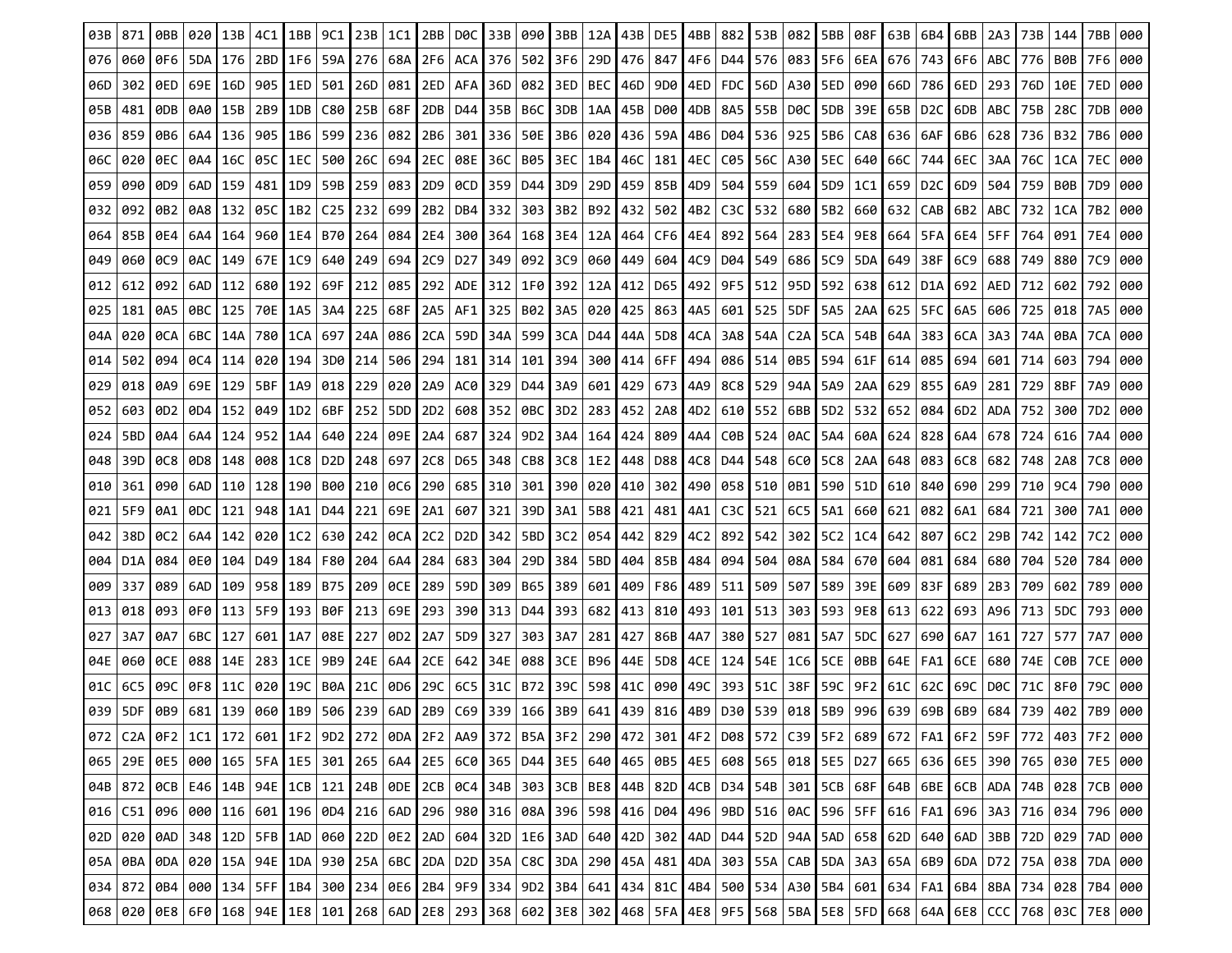| 03B | 871 | 0BB | 020 | 13B | 4C1 | 1BB | 9C1 | 23B | 1C1 | 2BB | D0C | 33B | 090 | 3BB | 12A | 43B | DE5 | 4BB | 882 | 53B | 082 | 5BB | 08F | 63B | 6B4 | 6BB | 2A3 | 73B | 144 | 7BB | 000 |
|---|---|---|---|---|---|---|---|---|---|---|---|---|---|---|---|---|---|---|---|---|---|---|---|---|---|---|---|---|---|---|---|
| 076 | 060 | 0F6 | 5DA | 176 | 2BD | 1F6 | 59A | 276 | 68A | 2F6 | ACA | 376 | 502 | 3F6 | 29D | 476 | 847 | 4F6 | D44 | 576 | 083 | 5F6 | 6EA | 676 | 743 | 6F6 | ABC | 776 | B0B | 7F6 | 000 |
| 06D | 302 | 0ED | 69E | 16D | 905 | 1ED | 501 | 26D | 081 | 2ED | AFA | 36D | 082 | 3ED | BEC | 46D | 9D0 | 4ED | FDC | 56D | A30 | 5ED | 090 | 66D | 786 | 6ED | 293 | 76D | 10E | 7ED | 000 |
| 05B | 481 | 0DB | 0A0 | 15B | 2B9 | 1DB | C80 | 25B | 68F | 2DB | D44 | 35B | B6C | 3DB | 1AA | 45B | D00 | 4DB | 8A5 | 55B | D0C | 5DB | 39E | 65B | D2C | 6DB | ABC | 75B | 28C | 7DB | 000 |
| 036 | 859 | 0B6 | 6A4 | 136 | 905 | 1B6 | 599 | 236 | 082 | 2B6 | 301 | 336 | 50E | 3B6 | 020 | 436 | 59A | 4B6 | D04 | 536 | 925 | 5B6 | CA8 | 636 | 6AF | 6B6 | 628 | 736 | B32 | 7B6 | 000 |
| 06C | 020 | 0EC | 0A4 | 16C | 05C | 1EC | 500 | 26C | 694 | 2EC | 08E | 36C | B05 | 3EC | 1B4 | 46C | 181 | 4EC | C05 | 56C | A30 | 5EC | 640 | 66C | 744 | 6EC | 3AA | 76C | 1CA | 7EC | 000 |
| 059 | 090 | 0D9 | 6AD | 159 | 481 | 1D9 | 59B | 259 | 083 | 2D9 | 0CD | 359 | D44 | 3D9 | 29D | 459 | 85B | 4D9 | 504 | 559 | 604 | 5D9 | 1C1 | 659 | D2C | 6D9 | 504 | 759 | B0B | 7D9 | 000 |
| 032 | 092 | 0B2 | 0A8 | 132 | 05C | 1B2 | C25 | 232 | 699 | 2B2 | DB4 | 332 | 303 | 3B2 | B92 | 432 | 502 | 4B2 | C3C | 532 | 680 | 5B2 | 660 | 632 | CAB | 6B2 | ABC | 732 | 1CA | 7B2 | 000 |
| 064 | 85B | 0E4 | 6A4 | 164 | 960 | 1E4 | B70 | 264 | 084 | 2E4 | 300 | 364 | 168 | 3E4 | 12A | 464 | CF6 | 4E4 | 892 | 564 | 283 | 5E4 | 9E8 | 664 | 5FA | 6E4 | 5FF | 764 | 091 | 7E4 | 000 |
| 049 | 060 | 0C9 | 0AC | 149 | 67E | 1C9 | 640 | 249 | 694 | 2C9 | D27 | 349 | 092 | 3C9 | 060 | 449 | 604 | 4C9 | D04 | 549 | 686 | 5C9 | 5DA | 649 | 38F | 6C9 | 688 | 749 | 880 | 7C9 | 000 |
| 012 | 612 | 092 | 6AD | 112 | 680 | 192 | 69F | 212 | 085 | 292 | ADE | 312 | 1F0 | 392 | 12A | 412 | D65 | 492 | 9F5 | 512 | 95D | 592 | 638 | 612 | D1A | 692 | AED | 712 | 602 | 792 | 000 |
| 025 | 181 | 0A5 | 0BC | 125 | 70E | 1A5 | 3A4 | 225 | 68F | 2A5 | AF1 | 325 | B02 | 3A5 | 020 | 425 | 863 | 4A5 | 601 | 525 | 5DF | 5A5 | 2AA | 625 | 5FC | 6A5 | 606 | 725 | 018 | 7A5 | 000 |
| 04A | 020 | 0CA | 6BC | 14A | 780 | 1CA | 697 | 24A | 086 | 2CA | 59D | 34A | 599 | 3CA | D44 | 44A | 5D8 | 4CA | 3A8 | 54A | C2A | 5CA | 54B | 64A | 383 | 6CA | 3A3 | 74A | 0BA | 7CA | 000 |
| 014 | 502 | 094 | 0C4 | 114 | 020 | 194 | 3D0 | 214 | 506 | 294 | 181 | 314 | 101 | 394 | 300 | 414 | 6FF | 494 | 086 | 514 | 0B5 | 594 | 61F | 614 | 085 | 694 | 601 | 714 | 603 | 794 | 000 |
| 029 | 018 | 0A9 | 69E | 129 | 5BF | 1A9 | 018 | 229 | 020 | 2A9 | AC0 | 329 | D44 | 3A9 | 601 | 429 | 673 | 4A9 | 8C8 | 529 | 94A | 5A9 | 2AA | 629 | 855 | 6A9 | 281 | 729 | 8BF | 7A9 | 000 |
| 052 | 603 | 0D2 | 0D4 | 152 | 049 | 1D2 | 6BF | 252 | 5DD | 2D2 | 608 | 352 | 0BC | 3D2 | 283 | 452 | 2A8 | 4D2 | 610 | 552 | 6BB | 5D2 | 532 | 652 | 084 | 6D2 | ADA | 752 | 300 | 7D2 | 000 |
| 024 | 5BD | 0A4 | 6A4 | 124 | 952 | 1A4 | 640 | 224 | 09E | 2A4 | 687 | 324 | 9D2 | 3A4 | 164 | 424 | 809 | 4A4 | C0B | 524 | 0AC | 5A4 | 60A | 624 | 828 | 6A4 | 678 | 724 | 616 | 7A4 | 000 |
| 048 | 39D | 0C8 | 0D8 | 148 | 008 | 1C8 | D2D | 248 | 697 | 2C8 | D65 | 348 | CB8 | 3C8 | 1E2 | 448 | D88 | 4C8 | D44 | 548 | 6C0 | 5C8 | 2AA | 648 | 083 | 6C8 | 682 | 748 | 2A8 | 7C8 | 000 |
| 010 | 361 | 090 | 6AD | 110 | 128 | 190 | B00 | 210 | 0C6 | 290 | 685 | 310 | 301 | 390 | 020 | 410 | 302 | 490 | 058 | 510 | 0B1 | 590 | 51D | 610 | 840 | 690 | 299 | 710 | 9C4 | 790 | 000 |
| 021 | 5F9 | 0A1 | 0DC | 121 | 948 | 1A1 | D44 | 221 | 69E | 2A1 | 607 | 321 | 39D | 3A1 | 5B8 | 421 | 481 | 4A1 | C3C | 521 | 6C5 | 5A1 | 660 | 621 | 082 | 6A1 | 684 | 721 | 300 | 7A1 | 000 |
| 042 | 38D | 0C2 | 6A4 | 142 | 020 | 1C2 | 630 | 242 | 0CA | 2C2 | D2D | 342 | 5BD | 3C2 | 054 | 442 | 829 | 4C2 | 892 | 542 | 302 | 5C2 | 1C4 | 642 | 807 | 6C2 | 29B | 742 | 142 | 7C2 | 000 |
| 004 | D1A | 084 | 0E0 | 104 | D49 | 184 | F80 | 204 | 6A4 | 284 | 683 | 304 | 29D | 384 | 5BD | 404 | 85B | 484 | 094 | 504 | 08A | 584 | 670 | 604 | 081 | 684 | 680 | 704 | 520 | 784 | 000 |
| 009 | 337 | 089 | 6AD | 109 | 958 | 189 | B75 | 209 | 0CE | 289 | 59D | 309 | B65 | 389 | 601 | 409 | F86 | 489 | 511 | 509 | 507 | 589 | 39E | 609 | 83F | 689 | 2B3 | 709 | 602 | 789 | 000 |
| 013 | 018 | 093 | 0F0 | 113 | 5F9 | 193 | B0F | 213 | 69E | 293 | 390 | 313 | D44 | 393 | 682 | 413 | 810 | 493 | 101 | 513 | 303 | 593 | 9E8 | 613 | 622 | 693 | A96 | 713 | 5DC | 793 | 000 |
| 027 | 3A7 | 0A7 | 6BC | 127 | 601 | 1A7 | 08E | 227 | 0D2 | 2A7 | 5D9 | 327 | 303 | 3A7 | 281 | 427 | 86B | 4A7 | 380 | 527 | 081 | 5A7 | 5DC | 627 | 690 | 6A7 | 161 | 727 | 577 | 7A7 | 000 |
| 04E | 060 | 0CE | 088 | 14E | 283 | 1CE | 9B9 | 24E | 6A4 | 2CE | 642 | 34E | 088 | 3CE | B96 | 44E | 5D8 | 4CE | 124 | 54E | 1C6 | 5CE | 0BB | 64E | FA1 | 6CE | 680 | 74E | C0B | 7CE | 000 |
| 01C | 6C5 | 09C | 0F8 | 11C | 020 | 19C | B0A | 21C | 0D6 | 29C | 6C5 | 31C | B72 | 39C | 598 | 41C | 090 | 49C | 393 | 51C | 38F | 59C | 9F2 | 61C | 62C | 69C | D0C | 71C | 8F0 | 79C | 000 |
| 039 | 5DF | 0B9 | 681 | 139 | 060 | 1B9 | 506 | 239 | 6AD | 2B9 | C69 | 339 | 166 | 3B9 | 641 | 439 | 816 | 4B9 | D30 | 539 | 018 | 5B9 | 996 | 639 | 69B | 6B9 | 684 | 739 | 402 | 7B9 | 000 |
| 072 | C2A | 0F2 | 1C1 | 172 | 601 | 1F2 | 9D2 | 272 | 0DA | 2F2 | AA9 | 372 | B5A | 3F2 | 290 | 472 | 301 | 4F2 | D08 | 572 | C39 | 5F2 | 689 | 672 | FA1 | 6F2 | 59F | 772 | 403 | 7F2 | 000 |
| 065 | 29E | 0E5 | 000 | 165 | 5FA | 1E5 | 301 | 265 | 6A4 | 2E5 | 6C0 | 365 | D44 | 3E5 | 640 | 465 | 0B5 | 4E5 | 608 | 565 | 018 | 5E5 | D27 | 665 | 636 | 6E5 | 390 | 765 | 030 | 7E5 | 000 |
| 04B | 872 | 0CB | E46 | 14B | 94E | 1CB | 121 | 24B | 0DE | 2CB | 0C4 | 34B | 303 | 3CB | BE8 | 44B | 82D | 4CB | D34 | 54B | 301 | 5CB | 68F | 64B | 6BE | 6CB | ADA | 74B | 028 | 7CB | 000 |
| 016 | C51 | 096 | 000 | 116 | 601 | 196 | 0D4 | 216 | 6AD | 296 | 980 | 316 | 08A | 396 | 598 | 416 | D04 | 496 | 9BD | 516 | 0AC | 596 | 5FF | 616 | FA1 | 696 | 3A3 | 716 | 034 | 796 | 000 |
| 02D | 020 | 0AD | 348 | 12D | 5FB | 1AD | 060 | 22D | 0E2 | 2AD | 604 | 32D | 1E6 | 3AD | 640 | 42D | 302 | 4AD | D44 | 52D | 94A | 5AD | 658 | 62D | 640 | 6AD | 3BB | 72D | 029 | 7AD | 000 |
| 05A | 0BA | 0DA | 020 | 15A | 94E | 1DA | 930 | 25A | 6BC | 2DA | D2D | 35A | C8C | 3DA | 290 | 45A | 481 | 4DA | 303 | 55A | CAB | 5DA | 3A3 | 65A | 6B9 | 6DA | D72 | 75A | 038 | 7DA | 000 |
| 034 | 872 | 0B4 | 000 | 134 | 5FF | 1B4 | 300 | 234 | 0E6 | 2B4 | 9F9 | 334 | 9D2 | 3B4 | 641 | 434 | 81C | 4B4 | 500 | 534 | A30 | 5B4 | 601 | 634 | FA1 | 6B4 | 8BA | 734 | 028 | 7B4 | 000 |
| 068 | 020 | 0E8 | 6F0 | 168 | 94E | 1E8 | 101 | 268 | 6AD | 2E8 | 293 | 368 | 602 | 3E8 | 302 | 468 | 5FA | 4E8 | 9F5 | 568 | 5BA | 5E8 | 5FD | 668 | 64A | 6E8 | CCC | 768 | 03C | 7E8 | 000 |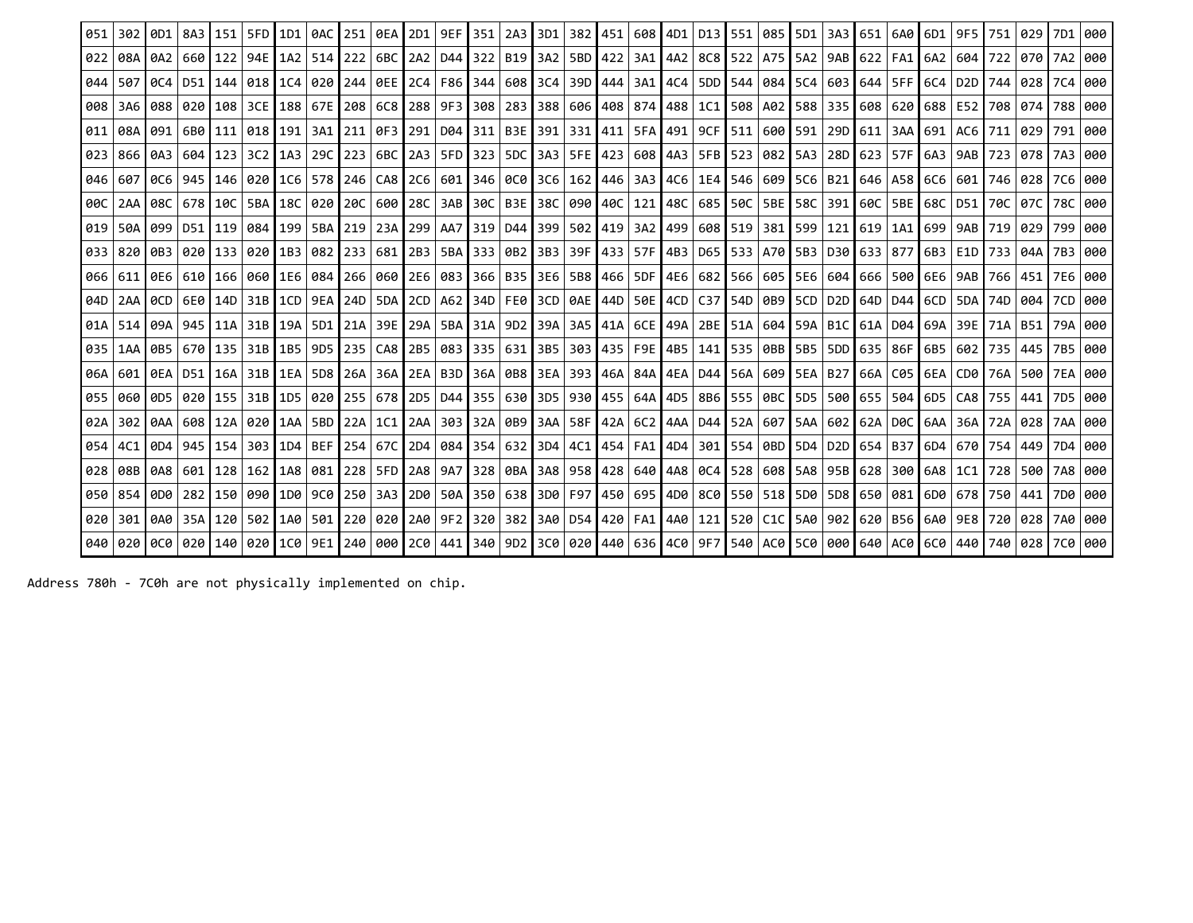| | | | | | | | | | | | | | | | | | | | | | | | | | | | | | | | |
|---|---|---|---|---|---|---|---|---|---|---|---|---|---|---|---|---|---|---|---|---|---|---|---|---|---|---|---|---|---|---|---|
| 051 | 302 | 0D1 | 8A3 | 151 | 5FD | 1D1 | 0AC | 251 | 0EA | 2D1 | 9EF | 351 | 2A3 | 3D1 | 382 | 451 | 608 | 4D1 | D13 | 551 | 085 | 5D1 | 3A3 | 651 | 6A0 | 6D1 | 9F5 | 751 | 029 | 7D1 | 000 |
| 022 | 08A | 0A2 | 660 | 122 | 94E | 1A2 | 514 | 222 | 6BC | 2A2 | D44 | 322 | B19 | 3A2 | 5BD | 422 | 3A1 | 4A2 | 8C8 | 522 | A75 | 5A2 | 9AB | 622 | FA1 | 6A2 | 604 | 722 | 070 | 7A2 | 000 |
| 044 | 507 | 0C4 | D51 | 144 | 018 | 1C4 | 020 | 244 | 0EE | 2C4 | F86 | 344 | 608 | 3C4 | 39D | 444 | 3A1 | 4C4 | 5DD | 544 | 084 | 5C4 | 603 | 644 | 5FF | 6C4 | D2D | 744 | 028 | 7C4 | 000 |
| 008 | 3A6 | 088 | 020 | 108 | 3CE | 188 | 67E | 208 | 6C8 | 288 | 9F3 | 308 | 283 | 388 | 606 | 408 | 874 | 488 | 1C1 | 508 | A02 | 588 | 335 | 608 | 620 | 688 | E52 | 708 | 074 | 788 | 000 |
| 011 | 08A | 091 | 6B0 | 111 | 018 | 191 | 3A1 | 211 | 0F3 | 291 | D04 | 311 | B3E | 391 | 331 | 411 | 5FA | 491 | 9CF | 511 | 600 | 591 | 29D | 611 | 3AA | 691 | AC6 | 711 | 029 | 791 | 000 |
| 023 | 866 | 0A3 | 604 | 123 | 3C2 | 1A3 | 29C | 223 | 6BC | 2A3 | 5FD | 323 | 5DC | 3A3 | 5FE | 423 | 608 | 4A3 | 5FB | 523 | 082 | 5A3 | 28D | 623 | 57F | 6A3 | 9AB | 723 | 078 | 7A3 | 000 |
| 046 | 607 | 0C6 | 945 | 146 | 020 | 1C6 | 578 | 246 | CA8 | 2C6 | 601 | 346 | 0C0 | 3C6 | 162 | 446 | 3A3 | 4C6 | 1E4 | 546 | 609 | 5C6 | B21 | 646 | A58 | 6C6 | 601 | 746 | 028 | 7C6 | 000 |
| 00C | 2AA | 08C | 678 | 10C | 5BA | 18C | 020 | 20C | 600 | 28C | 3AB | 30C | B3E | 38C | 090 | 40C | 121 | 48C | 685 | 50C | 5BE | 58C | 391 | 60C | 5BE | 68C | D51 | 70C | 07C | 78C | 000 |
| 019 | 50A | 099 | D51 | 119 | 084 | 199 | 5BA | 219 | 23A | 299 | AA7 | 319 | D44 | 399 | 502 | 419 | 3A2 | 499 | 608 | 519 | 381 | 599 | 121 | 619 | 1A1 | 699 | 9AB | 719 | 029 | 799 | 000 |
| 033 | 820 | 0B3 | 020 | 133 | 020 | 1B3 | 082 | 233 | 681 | 2B3 | 5BA | 333 | 0B2 | 3B3 | 39F | 433 | 57F | 4B3 | D65 | 533 | A70 | 5B3 | D30 | 633 | 877 | 6B3 | E1D | 733 | 04A | 7B3 | 000 |
| 066 | 611 | 0E6 | 610 | 166 | 060 | 1E6 | 084 | 266 | 060 | 2E6 | 083 | 366 | B35 | 3E6 | 5B8 | 466 | 5DF | 4E6 | 682 | 566 | 605 | 5E6 | 604 | 666 | 500 | 6E6 | 9AB | 766 | 451 | 7E6 | 000 |
| 04D | 2AA | 0CD | 6E0 | 14D | 31B | 1CD | 9EA | 24D | 5DA | 2CD | A62 | 34D | FE0 | 3CD | 0AE | 44D | 50E | 4CD | C37 | 54D | 0B9 | 5CD | D2D | 64D | D44 | 6CD | 5DA | 74D | 004 | 7CD | 000 |
| 01A | 514 | 09A | 945 | 11A | 31B | 19A | 5D1 | 21A | 39E | 29A | 5BA | 31A | 9D2 | 39A | 3A5 | 41A | 6CE | 49A | 2BE | 51A | 604 | 59A | B1C | 61A | D04 | 69A | 39E | 71A | B51 | 79A | 000 |
| 035 | 1AA | 0B5 | 670 | 135 | 31B | 1B5 | 9D5 | 235 | CA8 | 2B5 | 083 | 335 | 631 | 3B5 | 303 | 435 | F9E | 4B5 | 141 | 535 | 0BB | 5B5 | 5DD | 635 | 86F | 6B5 | 602 | 735 | 445 | 7B5 | 000 |
| 06A | 601 | 0EA | D51 | 16A | 31B | 1EA | 5D8 | 26A | 36A | 2EA | B3D | 36A | 0B8 | 3EA | 393 | 46A | 84A | 4EA | D44 | 56A | 609 | 5EA | B27 | 66A | C05 | 6EA | CD0 | 76A | 500 | 7EA | 000 |
| 055 | 060 | 0D5 | 020 | 155 | 31B | 1D5 | 020 | 255 | 678 | 2D5 | D44 | 355 | 630 | 3D5 | 930 | 455 | 64A | 4D5 | 8B6 | 555 | 0BC | 5D5 | 500 | 655 | 504 | 6D5 | CA8 | 755 | 441 | 7D5 | 000 |
| 02A | 302 | 0AA | 608 | 12A | 020 | 1AA | 5BD | 22A | 1C1 | 2AA | 303 | 32A | 0B9 | 3AA | 58F | 42A | 6C2 | 4AA | D44 | 52A | 607 | 5AA | 602 | 62A | D0C | 6AA | 36A | 72A | 028 | 7AA | 000 |
| 054 | 4C1 | 0D4 | 945 | 154 | 303 | 1D4 | BEF | 254 | 67C | 2D4 | 084 | 354 | 632 | 3D4 | 4C1 | 454 | FA1 | 4D4 | 301 | 554 | 0BD | 5D4 | D2D | 654 | B37 | 6D4 | 670 | 754 | 449 | 7D4 | 000 |
| 028 | 08B | 0A8 | 601 | 128 | 162 | 1A8 | 081 | 228 | 5FD | 2A8 | 9A7 | 328 | 0BA | 3A8 | 958 | 428 | 640 | 4A8 | 0C4 | 528 | 608 | 5A8 | 95B | 628 | 300 | 6A8 | 1C1 | 728 | 500 | 7A8 | 000 |
| 050 | 854 | 0D0 | 282 | 150 | 090 | 1D0 | 9C0 | 250 | 3A3 | 2D0 | 50A | 350 | 638 | 3D0 | F97 | 450 | 695 | 4D0 | 8C0 | 550 | 518 | 5D0 | 5D8 | 650 | 081 | 6D0 | 678 | 750 | 441 | 7D0 | 000 |
| 020 | 301 | 0A0 | 35A | 120 | 502 | 1A0 | 501 | 220 | 020 | 2A0 | 9F2 | 320 | 382 | 3A0 | D54 | 420 | FA1 | 4A0 | 121 | 520 | C1C | 5A0 | 902 | 620 | B56 | 6A0 | 9E8 | 720 | 028 | 7A0 | 000 |
| 040 | 020 | 0C0 | 020 | 140 | 020 | 1C0 | 9E1 | 240 | 000 | 2C0 | 441 | 340 | 9D2 | 3C0 | 020 | 440 | 636 | 4C0 | 9F7 | 540 | AC0 | 5C0 | 000 | 640 | AC0 | 6C0 | 440 | 740 | 028 | 7C0 | 000 |

Address 780h - 7C0h are not physically implemented on chip.